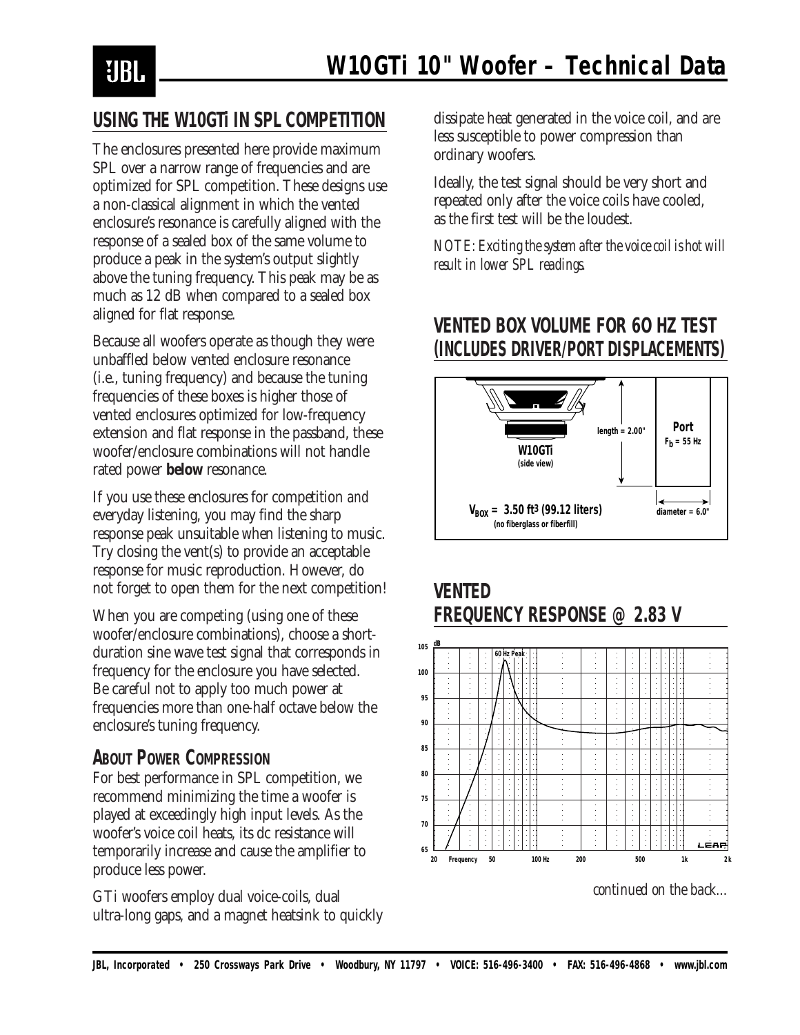# W10GTi 10" Woofer – Technical Data

## USING THE W10GTi IN SPL COMPETITION

The enclosures presented here provide maximum SPL over a narrow range of frequencies and are optimized for SPL competition. These designs use a non-classical alignment in which the vented enclosure's resonance is carefully aligned with the response of a sealed box of the same volume to produce a peak in the system's output slightly above the tuning frequency. This peak may be as much as 12 dB when compared to a sealed box aligned for flat response.

Because all woofers operate as though they were unbaffled below vented enclosure resonance (i.e., tuning frequency) and because the tuning frequencies of these boxes is higher those of vented enclosures optimized for low-frequency extension and flat response in the passband, these woofer/enclosure combinations will not handle rated power **below** resonance.

If you use these enclosures for competition *and* everyday listening, you may find the sharp response peak unsuitable when listening to music. Try closing the vent(s) to provide an acceptable response for music reproduction. However, do not forget to open them for the next competition!

When you are competing (using one of these woofer/enclosure combinations), choose a short-duration sine wave test signal that corresponds in frequency for the enclosure you have selected. Be careful not to apply too much power at frequencies more than one-half octave below the enclosure's tuning frequency.

### ABOUT POWER COMPRESSION

For best performance in SPL competition, we recommend minimizing the time a woofer is played at exceedingly high input levels. As the woofer's voice coil heats, its dc resistance will temporarily increase and cause the amplifier to produce less power.

GTi woofers employ dual voice-coils, dual ultra-long gaps, and a magnet heatsink to quickly dissipate heat generated in the voice coil, and are less susceptible to power compression than ordinary woofers.

Ideally, the test signal should be very short and repeated only after the voice coils have cooled, as the first test will be the loudest.

*NOTE: Exciting the system after the voice coil is hot will result in lower SPL readings.*

## VENTED BOX VOLUME FOR 6O HZ TEST (INCLUDES DRIVER/PORT DISPLACEMENTS)

W10GTi (side view)

Port $F_b$ = 55 Hz

length = 2.00"

diameter = 6.0"

$V_{BOX}$ = 3.50 ft$^3$ (99.12 liters)
(no fiberglass or fiberfill)

## VENTED FREQUENCY RESPONSE @ 2.83 V

dB

60 Hz Peak

Frequency

*continued on the back...*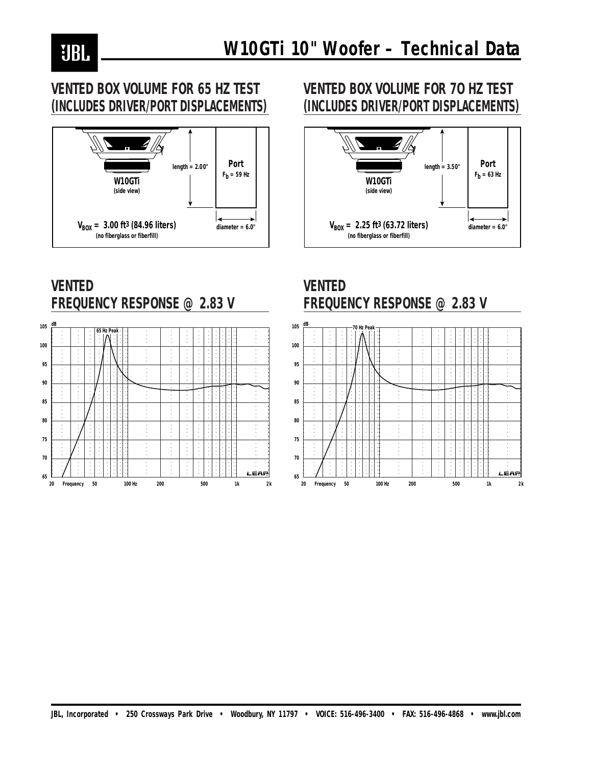## VENTED BOX VOLUME FOR 65 HZ TEST (INCLUDES DRIVER/PORT DISPLACEMENTS)

W10GTi

(side view)

length = 2.00"

Port

$F_b$ = 59 Hz

diameter = 6.0"

$V_{BOX}$ = 3.00 ft³ (84.96 liters)

(no fiberglass or fiberfill)

## VENTED BOX VOLUME FOR 70 HZ TEST (INCLUDES DRIVER/PORT DISPLACEMENTS)

W10GTi

(side view)

length = 3.50"

Port

$F_b$ = 63 Hz

diameter = 6.0"

$V_{BOX}$ = 2.25 ft³ (63.72 liters)

(no fiberglass or fiberfill)

## VENTED FREQUENCY RESPONSE @ 2.83 V

dB

105

100

95

90

85

80

75

70

65

65 Hz Peak

20 Frequency 50 100 Hz 200 500 1k 2k

LEAP

## VENTED FREQUENCY RESPONSE @ 2.83 V

dB

105

100

95

90

85

80

75

70

65

70 Hz Peak

20 Frequency 50 100 Hz 200 500 1k 2k

LEAP

JBL, Incorporated • 250 Crossways Park Drive • Woodbury, NY 11797 • VOICE: 516-496-3400 • FAX: 516-496-4868 • www.jbl.com